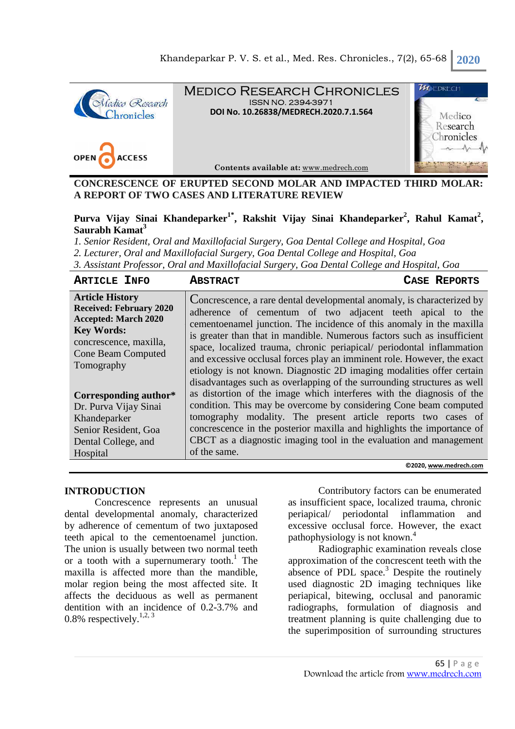**MEDICO RESEARCH CHRONICLES**
ISSN NO. 2394-3971
**DOI No. 10.26838/MEDRECH.2020.7.1.564**

OPEN ACCESS

**Contents available at:** www.medrech.com

# CONCRESCENCE OF ERUPTED SECOND MOLAR AND IMPACTED THIRD MOLAR: A REPORT OF TWO CASES AND LITERATURE REVIEW

**Purva Vijay Sinai Khandeparker[1*], Rakshit Vijay Sinai Khandeparker[2], Rahul Kamat[2], Saurabh Kamat[3]**

*1. Senior Resident, Oral and Maxillofacial Surgery, Goa Dental College and Hospital, Goa*
*2. Lecturer, Oral and Maxillofacial Surgery, Goa Dental College and Hospital, Goa*
*3. Assistant Professor, Oral and Maxillofacial Surgery, Goa Dental College and Hospital, Goa*

## ARTICLE INFO

**Article History**
**Received: February 2020**
**Accepted: March 2020**
**Key Words:** concrescence, maxilla, Cone Beam Computed Tomography

**Corresponding author***
Dr. Purva Vijay Sinai Khandeparker
Senior Resident, Goa Dental College, and Hospital

## ABSTRACT

**CASE REPORTS**

Concrescence, a rare dental developmental anomaly, is characterized by adherence of cementum of two adjacent teeth apical to the cementoenamel junction. The incidence of this anomaly in the maxilla is greater than that in mandible. Numerous factors such as insufficient space, localized trauma, chronic periapical/ periodontal inflammation and excessive occlusal forces play an imminent role. However, the exact etiology is not known. Diagnostic 2D imaging modalities offer certain disadvantages such as overlapping of the surrounding structures as well as distortion of the image which interferes with the diagnosis of the condition. This may be overcome by considering Cone beam computed tomography modality. The present article reports two cases of concrescence in the posterior maxilla and highlights the importance of CBCT as a diagnostic imaging tool in the evaluation and management of the same.

©2020, www.medrech.com

## INTRODUCTION

Concrescence represents an unusual dental developmental anomaly, characterized by adherence of cementum of two juxtaposed teeth apical to the cementoenamel junction. The union is usually between two normal teeth or a tooth with a supernumerary tooth.[1] The maxilla is affected more than the mandible, molar region being the most affected site. It affects the deciduous as well as permanent dentition with an incidence of 0.2-3.7% and 0.8% respectively.[1,2,3]

Contributory factors can be enumerated as insufficient space, localized trauma, chronic periapical/ periodontal inflammation and excessive occlusal force. However, the exact pathophysiology is not known.[4]

Radiographic examination reveals close approximation of the concrescent teeth with the absence of PDL space.[3] Despite the routinely used diagnostic 2D imaging techniques like periapical, bitewing, occlusal and panoramic radiographs, formulation of diagnosis and treatment planning is quite challenging due to the superimposition of surrounding structures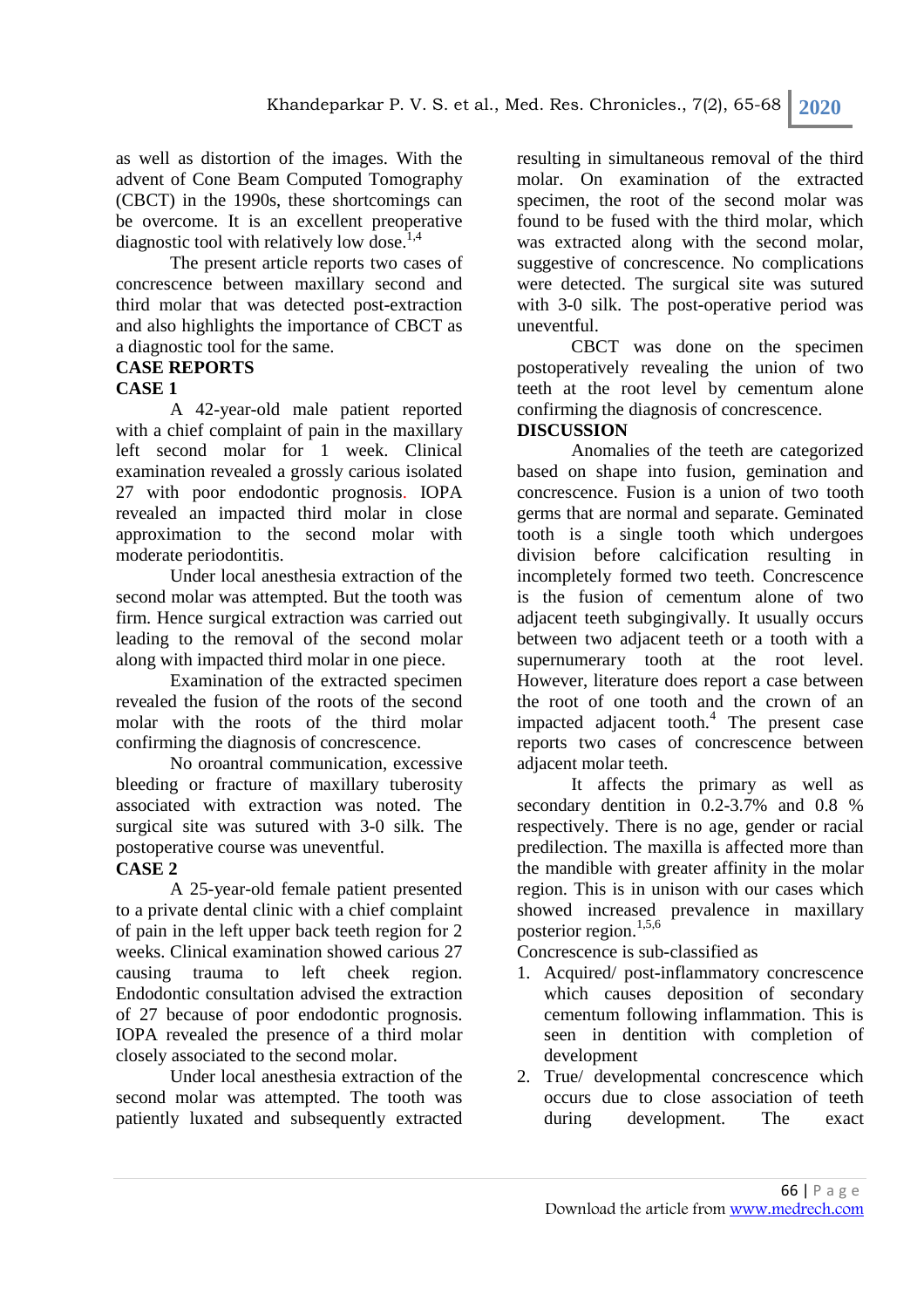as well as distortion of the images. With the advent of Cone Beam Computed Tomography (CBCT) in the 1990s, these shortcomings can be overcome. It is an excellent preoperative diagnostic tool with relatively low dose.[1,4]

The present article reports two cases of concrescence between maxillary second and third molar that was detected post-extraction and also highlights the importance of CBCT as a diagnostic tool for the same.

## CASE REPORTS

### CASE 1

A 42-year-old male patient reported with a chief complaint of pain in the maxillary left second molar for 1 week. Clinical examination revealed a grossly carious isolated 27 with poor endodontic prognosis. IOPA revealed an impacted third molar in close approximation to the second molar with moderate periodontitis.

Under local anesthesia extraction of the second molar was attempted. But the tooth was firm. Hence surgical extraction was carried out leading to the removal of the second molar along with impacted third molar in one piece.

Examination of the extracted specimen revealed the fusion of the roots of the second molar with the roots of the third molar confirming the diagnosis of concrescence.

No oroantral communication, excessive bleeding or fracture of maxillary tuberosity associated with extraction was noted. The surgical site was sutured with 3-0 silk. The postoperative course was uneventful.

### CASE 2

A 25-year-old female patient presented to a private dental clinic with a chief complaint of pain in the left upper back teeth region for 2 weeks. Clinical examination showed carious 27 causing trauma to left cheek region. Endodontic consultation advised the extraction of 27 because of poor endodontic prognosis. IOPA revealed the presence of a third molar closely associated to the second molar.

Under local anesthesia extraction of the second molar was attempted. The tooth was patiently luxated and subsequently extracted resulting in simultaneous removal of the third molar. On examination of the extracted specimen, the root of the second molar was found to be fused with the third molar, which was extracted along with the second molar, suggestive of concrescence. No complications were detected. The surgical site was sutured with 3-0 silk. The post-operative period was uneventful.

CBCT was done on the specimen postoperatively revealing the union of two teeth at the root level by cementum alone confirming the diagnosis of concrescence.

## DISCUSSION

Anomalies of the teeth are categorized based on shape into fusion, gemination and concrescence. Fusion is a union of two tooth germs that are normal and separate. Geminated tooth is a single tooth which undergoes division before calcification resulting in incompletely formed two teeth. Concrescence is the fusion of cementum alone of two adjacent teeth subgingivally. It usually occurs between two adjacent teeth or a tooth with a supernumerary tooth at the root level. However, literature does report a case between the root of one tooth and the crown of an impacted adjacent tooth.[4] The present case reports two cases of concrescence between adjacent molar teeth.

It affects the primary as well as secondary dentition in 0.2-3.7% and 0.8 % respectively. There is no age, gender or racial predilection. The maxilla is affected more than the mandible with greater affinity in the molar region. This is in unison with our cases which showed increased prevalence in maxillary posterior region.[1,5,6]

Concrescence is sub-classified as

1. Acquired/ post-inflammatory concrescence which causes deposition of secondary cementum following inflammation. This is seen in dentition with completion of development
2. True/ developmental concrescence which occurs due to close association of teeth during development. The exact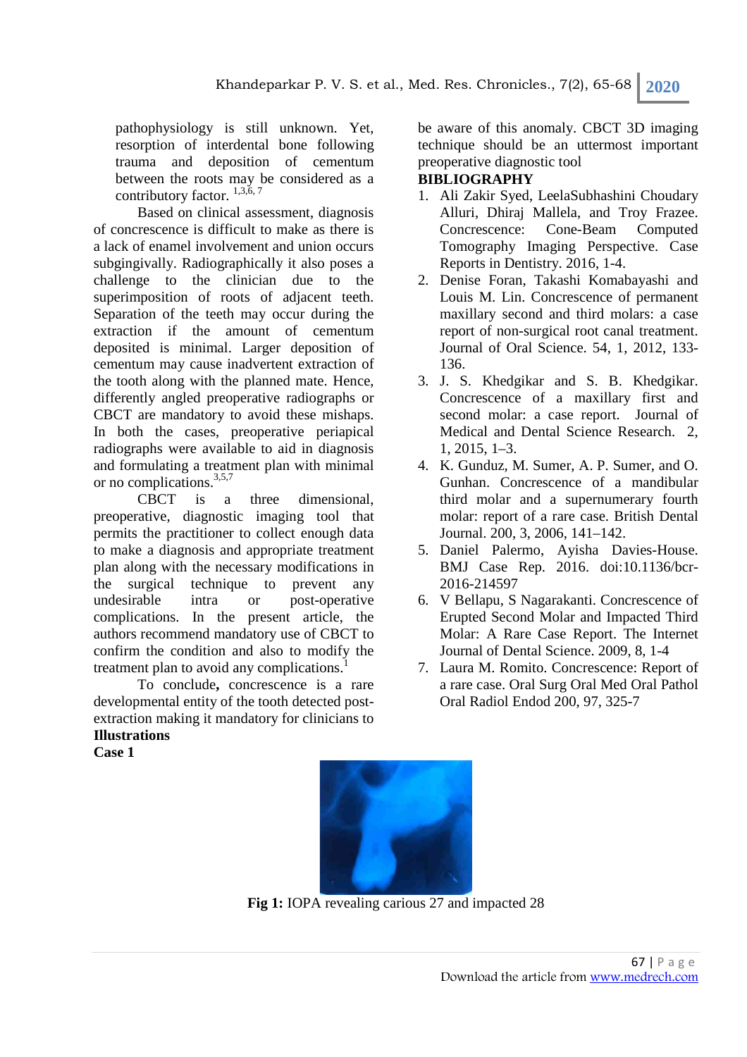pathophysiology is still unknown. Yet, resorption of interdental bone following trauma and deposition of cementum between the roots may be considered as a contributory factor. [1,3,6, 7]

Based on clinical assessment, diagnosis of concrescence is difficult to make as there is a lack of enamel involvement and union occurs subgingivally. Radiographically it also poses a challenge to the clinician due to the superimposition of roots of adjacent teeth. Separation of the teeth may occur during the extraction if the amount of cementum deposited is minimal. Larger deposition of cementum may cause inadvertent extraction of the tooth along with the planned mate. Hence, differently angled preoperative radiographs or CBCT are mandatory to avoid these mishaps. In both the cases, preoperative periapical radiographs were available to aid in diagnosis and formulating a treatment plan with minimal or no complications.[3,5,7]

CBCT is a three dimensional, preoperative, diagnostic imaging tool that permits the practitioner to collect enough data to make a diagnosis and appropriate treatment plan along with the necessary modifications in the surgical technique to prevent any undesirable intra or post-operative complications. In the present article, the authors recommend mandatory use of CBCT to confirm the condition and also to modify the treatment plan to avoid any complications.[1]

To conclude**,** concrescence is a rare developmental entity of the tooth detected post-extraction making it mandatory for clinicians to be aware of this anomaly. CBCT 3D imaging technique should be an uttermost important preoperative diagnostic tool

**BIBLIOGRAPHY**

1. Ali Zakir Syed, LeelaSubhashini Choudary Alluri, Dhiraj Mallela, and Troy Frazee. Concrescence: Cone-Beam Computed Tomography Imaging Perspective. Case Reports in Dentistry. 2016, 1-4.
2. Denise Foran, Takashi Komabayashi and Louis M. Lin. Concrescence of permanent maxillary second and third molars: a case report of non-surgical root canal treatment. Journal of Oral Science. 54, 1, 2012, 133-136.
3. J. S. Khedgikar and S. B. Khedgikar. Concrescence of a maxillary first and second molar: a case report. Journal of Medical and Dental Science Research. 2, 1, 2015, 1–3.
4. K. Gunduz, M. Sumer, A. P. Sumer, and O. Gunhan. Concrescence of a mandibular third molar and a supernumerary fourth molar: report of a rare case. British Dental Journal. 200, 3, 2006, 141–142.
5. Daniel Palermo, Ayisha Davies-House. BMJ Case Rep. 2016. doi:10.1136/bcr-2016-214597
6. V Bellapu, S Nagarakanti. Concrescence of Erupted Second Molar and Impacted Third Molar: A Rare Case Report. The Internet Journal of Dental Science. 2009, 8, 1-4
7. Laura M. Romito. Concrescence: Report of a rare case. Oral Surg Oral Med Oral Pathol Oral Radiol Endod 200, 97, 325-7

**Illustrations**

**Case 1**

**Fig 1:** IOPA revealing carious 27 and impacted 28

Download the article from www.medrech.com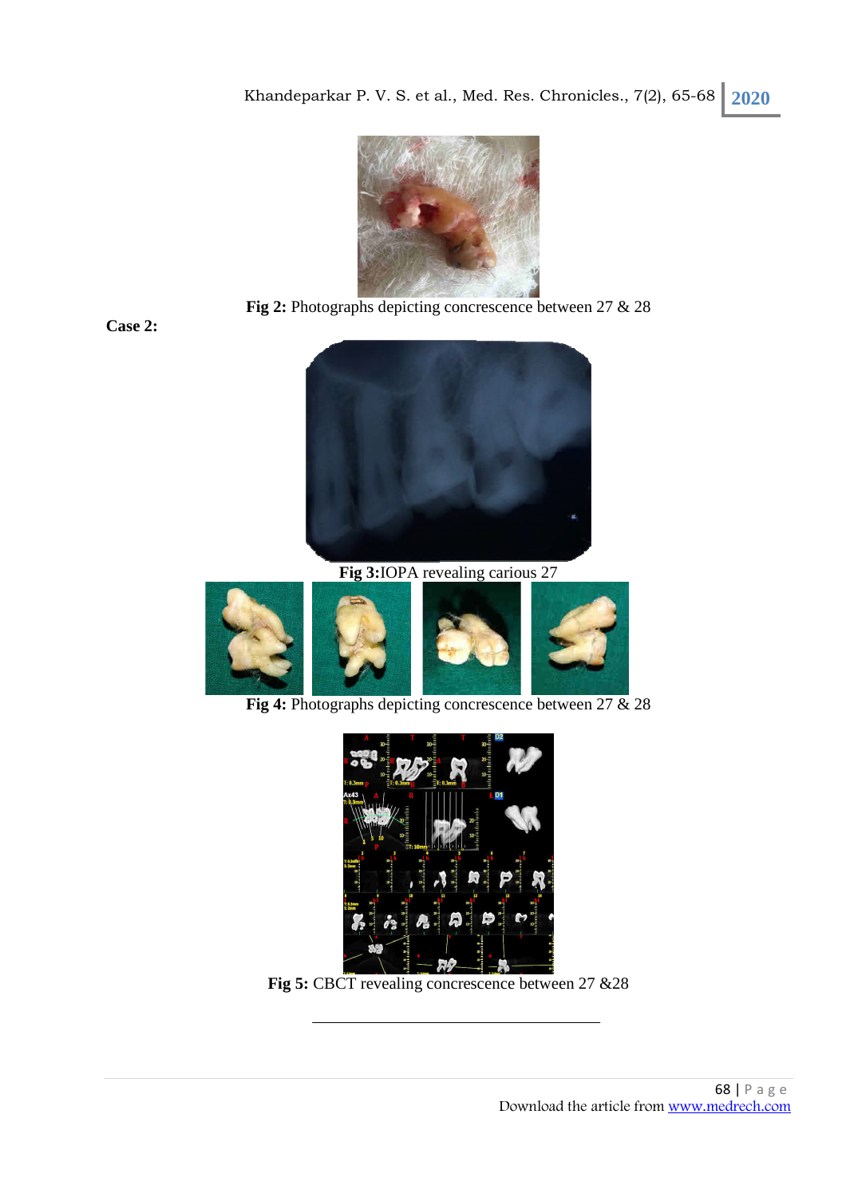Fig 2: Photographs depicting concrescence between 27 & 28

**Case 2:**

**Fig 3:** IOPA revealing carious 27

**Fig 4:** Photographs depicting concrescence between 27 & 28

**Fig 5:** CBCT revealing concrescence between 27 &28